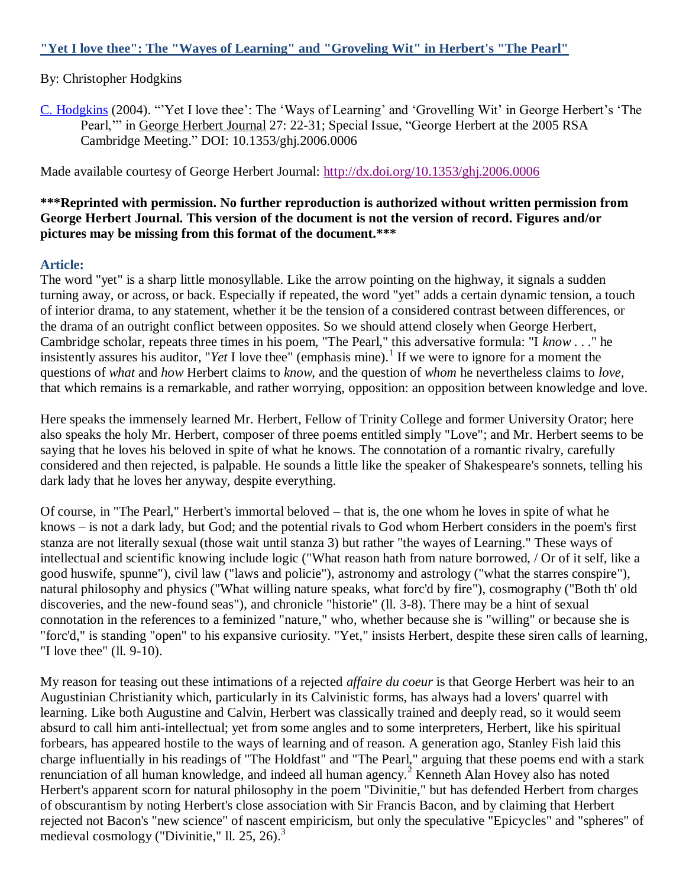## ["Yet I love thee": The "Wayes of Learning" and "Groveling Wit" in Herbert's "The Pearl"](#)

By: Christopher Hodgkins

[C. Hodgkins](#) (2004). "'Yet I love thee': The 'Ways of Learning' and 'Grovelling Wit' in George Herbert's 'The Pearl,'" in George Herbert Journal 27: 22-31; Special Issue, "George Herbert at the 2005 RSA Cambridge Meeting." DOI: 10.1353/ghj.2006.0006

Made available courtesy of George Herbert Journal: [http://dx.doi.org/10.1353/ghj.2006.0006](http://dx.doi.org/10.1353/ghj.2006.0006)

**\*\*\*Reprinted with permission. No further reproduction is authorized without written permission from George Herbert Journal. This version of the document is not the version of record. Figures and/or pictures may be missing from this format of the document.\*\*\***

### Article:

The word "yet" is a sharp little monosyllable. Like the arrow pointing on the highway, it signals a sudden turning away, or across, or back. Especially if repeated, the word "yet" adds a certain dynamic tension, a touch of interior drama, to any statement, whether it be the tension of a considered contrast between differences, or the drama of an outright conflict between opposites. So we should attend closely when George Herbert, Cambridge scholar, repeats three times in his poem, "The Pearl," this adversative formula: "I *know* . . ." he insistently assures his auditor, "*Yet* I love thee" (emphasis mine).[1] If we were to ignore for a moment the questions of *what* and *how* Herbert claims to *know*, and the question of *whom* he nevertheless claims to *love*, that which remains is a remarkable, and rather worrying, opposition: an opposition between knowledge and love.

Here speaks the immensely learned Mr. Herbert, Fellow of Trinity College and former University Orator; here also speaks the holy Mr. Herbert, composer of three poems entitled simply "Love"; and Mr. Herbert seems to be saying that he loves his beloved in spite of what he knows. The connotation of a romantic rivalry, carefully considered and then rejected, is palpable. He sounds a little like the speaker of Shakespeare's sonnets, telling his dark lady that he loves her anyway, despite everything.

Of course, in "The Pearl," Herbert's immortal beloved – that is, the one whom he loves in spite of what he knows – is not a dark lady, but God; and the potential rivals to God whom Herbert considers in the poem's first stanza are not literally sexual (those wait until stanza 3) but rather "the wayes of Learning." These ways of intellectual and scientific knowing include logic ("What reason hath from nature borrowed, / Or of it self, like a good huswife, spunne"), civil law ("laws and policie"), astronomy and astrology ("what the starres conspire"), natural philosophy and physics ("What willing nature speaks, what forc'd by fire"), cosmography ("Both th' old discoveries, and the new-found seas"), and chronicle "historie" (ll. 3-8). There may be a hint of sexual connotation in the references to a feminized "nature," who, whether because she is "willing" or because she is "forc'd," is standing "open" to his expansive curiosity. "Yet," insists Herbert, despite these siren calls of learning, "I love thee" (ll. 9-10).

My reason for teasing out these intimations of a rejected *affaire du coeur* is that George Herbert was heir to an Augustinian Christianity which, particularly in its Calvinistic forms, has always had a lovers' quarrel with learning. Like both Augustine and Calvin, Herbert was classically trained and deeply read, so it would seem absurd to call him anti-intellectual; yet from some angles and to some interpreters, Herbert, like his spiritual forbears, has appeared hostile to the ways of learning and of reason. A generation ago, Stanley Fish laid this charge influentially in his readings of "The Holdfast" and "The Pearl," arguing that these poems end with a stark renunciation of all human knowledge, and indeed all human agency.[2] Kenneth Alan Hovey also has noted Herbert's apparent scorn for natural philosophy in the poem "Divinitie," but has defended Herbert from charges of obscurantism by noting Herbert's close association with Sir Francis Bacon, and by claiming that Herbert rejected not Bacon's "new science" of nascent empiricism, but only the speculative "Epicycles" and "spheres" of medieval cosmology ("Divinitie," ll. 25, 26).[3]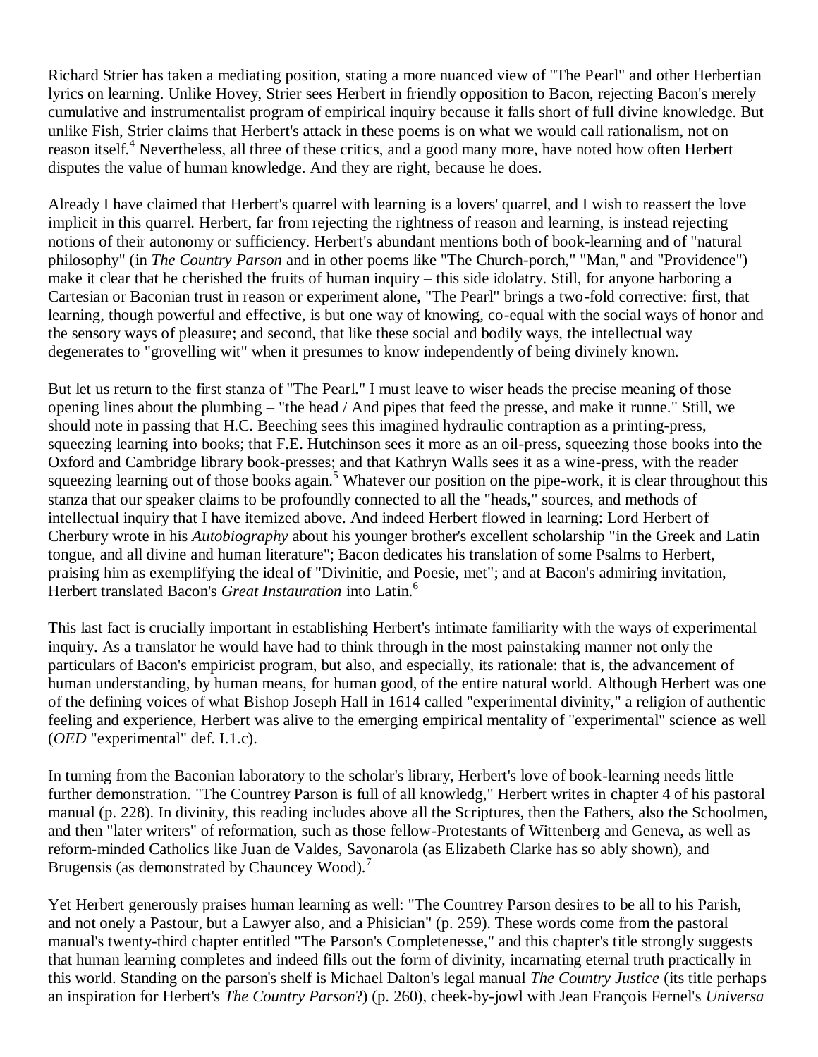Richard Strier has taken a mediating position, stating a more nuanced view of "The Pearl" and other Herbertian lyrics on learning. Unlike Hovey, Strier sees Herbert in friendly opposition to Bacon, rejecting Bacon's merely cumulative and instrumentalist program of empirical inquiry because it falls short of full divine knowledge. But unlike Fish, Strier claims that Herbert's attack in these poems is on what we would call rationalism, not on reason itself.[4] Nevertheless, all three of these critics, and a good many more, have noted how often Herbert disputes the value of human knowledge. And they are right, because he does.

Already I have claimed that Herbert's quarrel with learning is a lovers' quarrel, and I wish to reassert the love implicit in this quarrel. Herbert, far from rejecting the rightness of reason and learning, is instead rejecting notions of their autonomy or sufficiency. Herbert's abundant mentions both of book-learning and of "natural philosophy" (in *The Country Parson* and in other poems like "The Church-porch," "Man," and "Providence") make it clear that he cherished the fruits of human inquiry – this side idolatry. Still, for anyone harboring a Cartesian or Baconian trust in reason or experiment alone, "The Pearl" brings a two-fold corrective: first, that learning, though powerful and effective, is but one way of knowing, co-equal with the social ways of honor and the sensory ways of pleasure; and second, that like these social and bodily ways, the intellectual way degenerates to "grovelling wit" when it presumes to know independently of being divinely known.

But let us return to the first stanza of "The Pearl." I must leave to wiser heads the precise meaning of those opening lines about the plumbing – "the head / And pipes that feed the presse, and make it runne." Still, we should note in passing that H.C. Beeching sees this imagined hydraulic contraption as a printing-press, squeezing learning into books; that F.E. Hutchinson sees it more as an oil-press, squeezing those books into the Oxford and Cambridge library book-presses; and that Kathryn Walls sees it as a wine-press, with the reader squeezing learning out of those books again.[5] Whatever our position on the pipe-work, it is clear throughout this stanza that our speaker claims to be profoundly connected to all the "heads," sources, and methods of intellectual inquiry that I have itemized above. And indeed Herbert flowed in learning: Lord Herbert of Cherbury wrote in his *Autobiography* about his younger brother's excellent scholarship "in the Greek and Latin tongue, and all divine and human literature"; Bacon dedicates his translation of some Psalms to Herbert, praising him as exemplifying the ideal of "Divinitie, and Poesie, met"; and at Bacon's admiring invitation, Herbert translated Bacon's *Great Instauration* into Latin.[6]

This last fact is crucially important in establishing Herbert's intimate familiarity with the ways of experimental inquiry. As a translator he would have had to think through in the most painstaking manner not only the particulars of Bacon's empiricist program, but also, and especially, its rationale: that is, the advancement of human understanding, by human means, for human good, of the entire natural world. Although Herbert was one of the defining voices of what Bishop Joseph Hall in 1614 called "experimental divinity," a religion of authentic feeling and experience, Herbert was alive to the emerging empirical mentality of "experimental" science as well (*OED* "experimental" def. I.1.c).

In turning from the Baconian laboratory to the scholar's library, Herbert's love of book-learning needs little further demonstration. "The Countrey Parson is full of all knowledg," Herbert writes in chapter 4 of his pastoral manual (p. 228). In divinity, this reading includes above all the Scriptures, then the Fathers, also the Schoolmen, and then "later writers" of reformation, such as those fellow-Protestants of Wittenberg and Geneva, as well as reform-minded Catholics like Juan de Valdes, Savonarola (as Elizabeth Clarke has so ably shown), and Brugensis (as demonstrated by Chauncey Wood).[7]

Yet Herbert generously praises human learning as well: "The Countrey Parson desires to be all to his Parish, and not onely a Pastour, but a Lawyer also, and a Phisician" (p. 259). These words come from the pastoral manual's twenty-third chapter entitled "The Parson's Completenesse," and this chapter's title strongly suggests that human learning completes and indeed fills out the form of divinity, incarnating eternal truth practically in this world. Standing on the parson's shelf is Michael Dalton's legal manual *The Country Justice* (its title perhaps an inspiration for Herbert's *The Country Parson*?) (p. 260), cheek-by-jowl with Jean François Fernel's *Universa*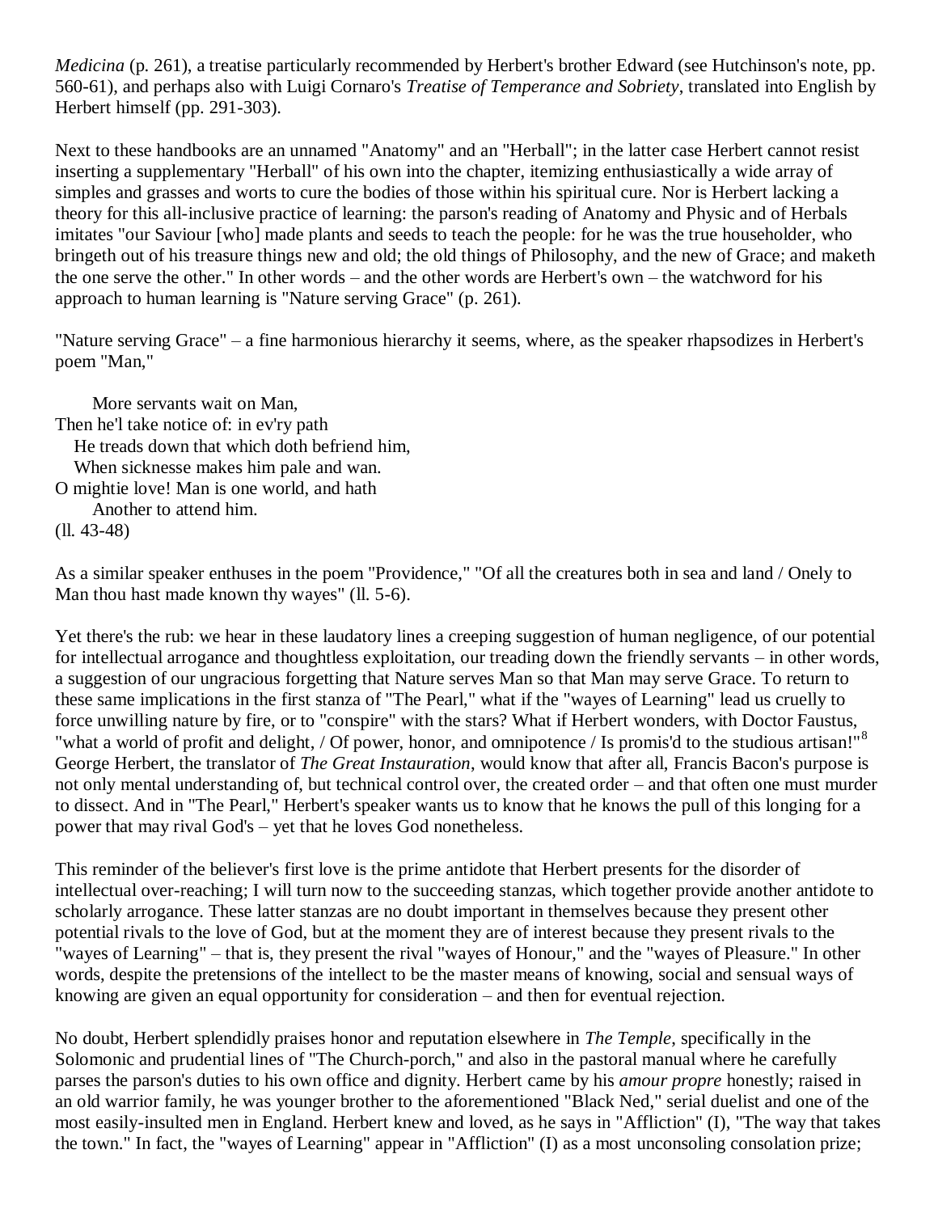*Medicina* (p. 261), a treatise particularly recommended by Herbert's brother Edward (see Hutchinson's note, pp. 560-61), and perhaps also with Luigi Cornaro's *Treatise of Temperance and Sobriety*, translated into English by Herbert himself (pp. 291-303).

Next to these handbooks are an unnamed "Anatomy" and an "Herball"; in the latter case Herbert cannot resist inserting a supplementary "Herball" of his own into the chapter, itemizing enthusiastically a wide array of simples and grasses and worts to cure the bodies of those within his spiritual cure. Nor is Herbert lacking a theory for this all-inclusive practice of learning: the parson's reading of Anatomy and Physic and of Herbals imitates "our Saviour [who] made plants and seeds to teach the people: for he was the true householder, who bringeth out of his treasure things new and old; the old things of Philosophy, and the new of Grace; and maketh the one serve the other." In other words – and the other words are Herbert's own – the watchword for his approach to human learning is "Nature serving Grace" (p. 261).

"Nature serving Grace" – a fine harmonious hierarchy it seems, where, as the speaker rhapsodizes in Herbert's poem "Man,"

> More servants wait on Man,  
> Then he'l take notice of: in ev'ry path  
> He treads down that which doth befriend him,  
> When sicknesse makes him pale and wan.  
> O mightie love! Man is one world, and hath  
> Another to attend him.  
> (ll. 43-48)

As a similar speaker enthuses in the poem "Providence," "Of all the creatures both in sea and land / Onely to Man thou hast made known thy wayes" (ll. 5-6).

Yet there's the rub: we hear in these laudatory lines a creeping suggestion of human negligence, of our potential for intellectual arrogance and thoughtless exploitation, our treading down the friendly servants – in other words, a suggestion of our ungracious forgetting that Nature serves Man so that Man may serve Grace. To return to these same implications in the first stanza of "The Pearl," what if the "wayes of Learning" lead us cruelly to force unwilling nature by fire, or to "conspire" with the stars? What if Herbert wonders, with Doctor Faustus, "what a world of profit and delight, / Of power, honor, and omnipotence / Is promis'd to the studious artisan!"[8] George Herbert, the translator of *The Great Instauration*, would know that after all, Francis Bacon's purpose is not only mental understanding of, but technical control over, the created order – and that often one must murder to dissect. And in "The Pearl," Herbert's speaker wants us to know that he knows the pull of this longing for a power that may rival God's – yet that he loves God nonetheless.

This reminder of the believer's first love is the prime antidote that Herbert presents for the disorder of intellectual over-reaching; I will turn now to the succeeding stanzas, which together provide another antidote to scholarly arrogance. These latter stanzas are no doubt important in themselves because they present other potential rivals to the love of God, but at the moment they are of interest because they present rivals to the "wayes of Learning" – that is, they present the rival "wayes of Honour," and the "wayes of Pleasure." In other words, despite the pretensions of the intellect to be the master means of knowing, social and sensual ways of knowing are given an equal opportunity for consideration – and then for eventual rejection.

No doubt, Herbert splendidly praises honor and reputation elsewhere in *The Temple*, specifically in the Solomonic and prudential lines of "The Church-porch," and also in the pastoral manual where he carefully parses the parson's duties to his own office and dignity. Herbert came by his *amour propre* honestly; raised in an old warrior family, he was younger brother to the aforementioned "Black Ned," serial duelist and one of the most easily-insulted men in England. Herbert knew and loved, as he says in "Affliction" (I), "The way that takes the town." In fact, the "wayes of Learning" appear in "Affliction" (I) as a most unconsoling consolation prize;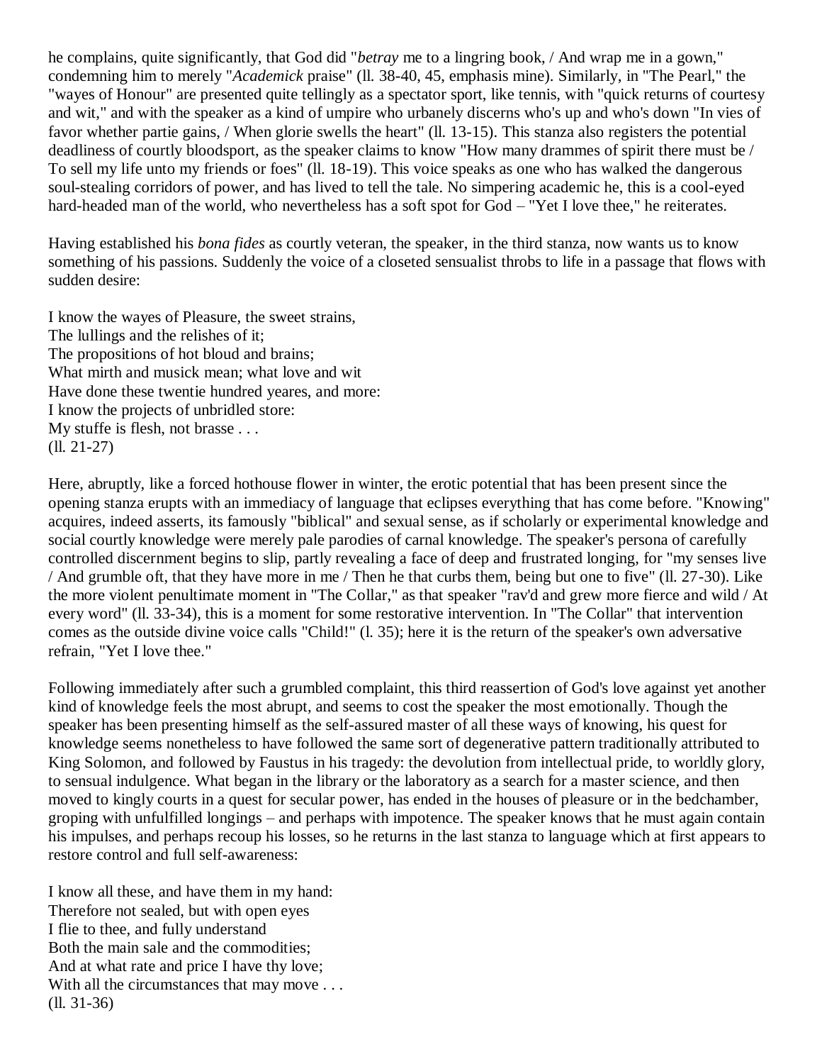he complains, quite significantly, that God did "*betray* me to a lingring book, / And wrap me in a gown," condemning him to merely "*Academick* praise" (ll. 38-40, 45, emphasis mine). Similarly, in "The Pearl," the "wayes of Honour" are presented quite tellingly as a spectator sport, like tennis, with "quick returns of courtesy and wit," and with the speaker as a kind of umpire who urbanely discerns who's up and who's down "In vies of favor whether partie gains, / When glorie swells the heart" (ll. 13-15). This stanza also registers the potential deadliness of courtly bloodsport, as the speaker claims to know "How many drammes of spirit there must be / To sell my life unto my friends or foes" (ll. 18-19). This voice speaks as one who has walked the dangerous soul-stealing corridors of power, and has lived to tell the tale. No simpering academic he, this is a cool-eyed hard-headed man of the world, who nevertheless has a soft spot for God – "Yet I love thee," he reiterates.

Having established his *bona fides* as courtly veteran, the speaker, in the third stanza, now wants us to know something of his passions. Suddenly the voice of a closeted sensualist throbs to life in a passage that flows with sudden desire:

I know the wayes of Pleasure, the sweet strains,  
The lullings and the relishes of it;  
The propositions of hot bloud and brains;  
What mirth and musick mean; what love and wit  
Have done these twentie hundred yeares, and more:  
I know the projects of unbridled store:  
My stuffe is flesh, not brasse . . .  
(ll. 21-27)

Here, abruptly, like a forced hothouse flower in winter, the erotic potential that has been present since the opening stanza erupts with an immediacy of language that eclipses everything that has come before. "Knowing" acquires, indeed asserts, its famously "biblical" and sexual sense, as if scholarly or experimental knowledge and social courtly knowledge were merely pale parodies of carnal knowledge. The speaker's persona of carefully controlled discernment begins to slip, partly revealing a face of deep and frustrated longing, for "my senses live / And grumble oft, that they have more in me / Then he that curbs them, being but one to five" (ll. 27-30). Like the more violent penultimate moment in "The Collar," as that speaker "rav'd and grew more fierce and wild / At every word" (ll. 33-34), this is a moment for some restorative intervention. In "The Collar" that intervention comes as the outside divine voice calls "Child!" (l. 35); here it is the return of the speaker's own adversative refrain, "Yet I love thee."

Following immediately after such a grumbled complaint, this third reassertion of God's love against yet another kind of knowledge feels the most abrupt, and seems to cost the speaker the most emotionally. Though the speaker has been presenting himself as the self-assured master of all these ways of knowing, his quest for knowledge seems nonetheless to have followed the same sort of degenerative pattern traditionally attributed to King Solomon, and followed by Faustus in his tragedy: the devolution from intellectual pride, to worldly glory, to sensual indulgence. What began in the library or the laboratory as a search for a master science, and then moved to kingly courts in a quest for secular power, has ended in the houses of pleasure or in the bedchamber, groping with unfulfilled longings – and perhaps with impotence. The speaker knows that he must again contain his impulses, and perhaps recoup his losses, so he returns in the last stanza to language which at first appears to restore control and full self-awareness:

I know all these, and have them in my hand:  
Therefore not sealed, but with open eyes  
I flie to thee, and fully understand  
Both the main sale and the commodities;  
And at what rate and price I have thy love;  
With all the circumstances that may move . . .  
(ll. 31-36)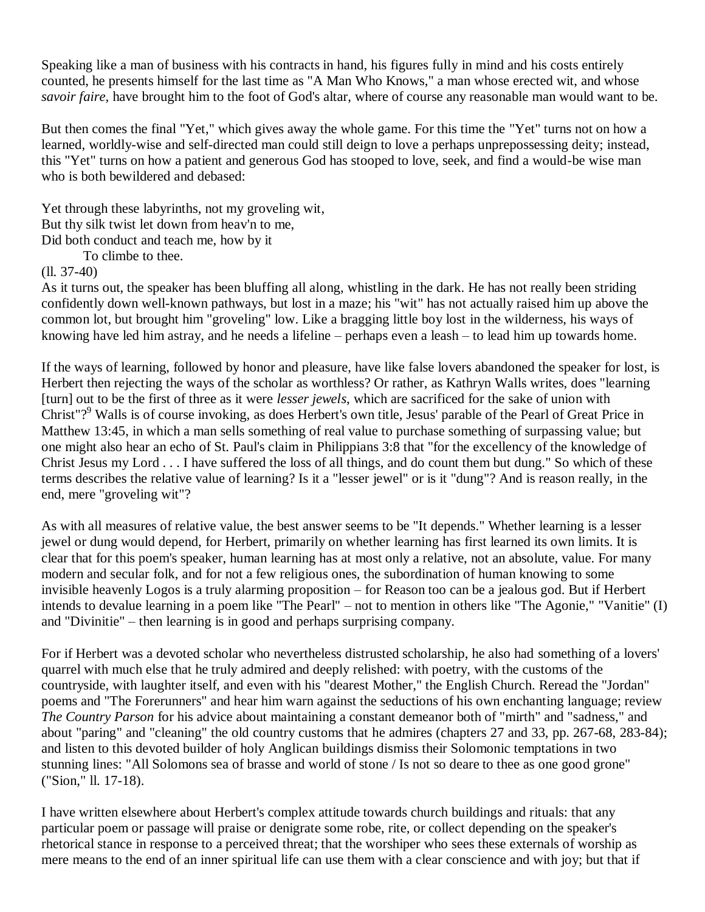Speaking like a man of business with his contracts in hand, his figures fully in mind and his costs entirely counted, he presents himself for the last time as "A Man Who Knows," a man whose erected wit, and whose *savoir faire*, have brought him to the foot of God's altar, where of course any reasonable man would want to be.

But then comes the final "Yet," which gives away the whole game. For this time the "Yet" turns not on how a learned, worldly-wise and self-directed man could still deign to love a perhaps unprepossessing deity; instead, this "Yet" turns on how a patient and generous God has stooped to love, seek, and find a would-be wise man who is both bewildered and debased:

Yet through these labyrinths, not my groveling wit,  
But thy silk twist let down from heav'n to me,  
Did both conduct and teach me, how by it  
        To climbe to thee.  
(ll. 37-40)

As it turns out, the speaker has been bluffing all along, whistling in the dark. He has not really been striding confidently down well-known pathways, but lost in a maze; his "wit" has not actually raised him up above the common lot, but brought him "groveling" low. Like a bragging little boy lost in the wilderness, his ways of knowing have led him astray, and he needs a lifeline – perhaps even a leash – to lead him up towards home.

If the ways of learning, followed by honor and pleasure, have like false lovers abandoned the speaker for lost, is Herbert then rejecting the ways of the scholar as worthless? Or rather, as Kathryn Walls writes, does "learning [turn] out to be the first of three as it were *lesser jewels*, which are sacrificed for the sake of union with Christ"?[9] Walls is of course invoking, as does Herbert's own title, Jesus' parable of the Pearl of Great Price in Matthew 13:45, in which a man sells something of real value to purchase something of surpassing value; but one might also hear an echo of St. Paul's claim in Philippians 3:8 that "for the excellency of the knowledge of Christ Jesus my Lord . . . I have suffered the loss of all things, and do count them but dung." So which of these terms describes the relative value of learning? Is it a "lesser jewel" or is it "dung"? And is reason really, in the end, mere "groveling wit"?

As with all measures of relative value, the best answer seems to be "It depends." Whether learning is a lesser jewel or dung would depend, for Herbert, primarily on whether learning has first learned its own limits. It is clear that for this poem's speaker, human learning has at most only a relative, not an absolute, value. For many modern and secular folk, and for not a few religious ones, the subordination of human knowing to some invisible heavenly Logos is a truly alarming proposition – for Reason too can be a jealous god. But if Herbert intends to devalue learning in a poem like "The Pearl" – not to mention in others like "The Agonie," "Vanitie" (I) and "Divinitie" – then learning is in good and perhaps surprising company.

For if Herbert was a devoted scholar who nevertheless distrusted scholarship, he also had something of a lovers' quarrel with much else that he truly admired and deeply relished: with poetry, with the customs of the countryside, with laughter itself, and even with his "dearest Mother," the English Church. Reread the "Jordan" poems and "The Forerunners" and hear him warn against the seductions of his own enchanting language; review *The Country Parson* for his advice about maintaining a constant demeanor both of "mirth" and "sadness," and about "paring" and "cleaning" the old country customs that he admires (chapters 27 and 33, pp. 267-68, 283-84); and listen to this devoted builder of holy Anglican buildings dismiss their Solomonic temptations in two stunning lines: "All Solomons sea of brasse and world of stone / Is not so deare to thee as one good grone" ("Sion," ll. 17-18).

I have written elsewhere about Herbert's complex attitude towards church buildings and rituals: that any particular poem or passage will praise or denigrate some robe, rite, or collect depending on the speaker's rhetorical stance in response to a perceived threat; that the worshiper who sees these externals of worship as mere means to the end of an inner spiritual life can use them with a clear conscience and with joy; but that if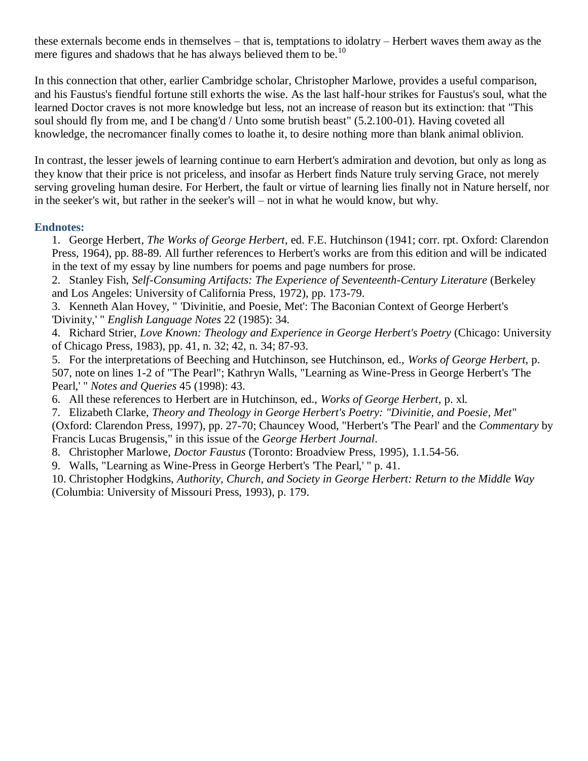these externals become ends in themselves – that is, temptations to idolatry – Herbert waves them away as the mere figures and shadows that he has always believed them to be.[10]

In this connection that other, earlier Cambridge scholar, Christopher Marlowe, provides a useful comparison, and his Faustus's fiendful fortune still exhorts the wise. As the last half-hour strikes for Faustus's soul, what the learned Doctor craves is not more knowledge but less, not an increase of reason but its extinction: that "This soul should fly from me, and I be chang'd / Unto some brutish beast" (5.2.100-01). Having coveted all knowledge, the necromancer finally comes to loathe it, to desire nothing more than blank animal oblivion.

In contrast, the lesser jewels of learning continue to earn Herbert's admiration and devotion, but only as long as they know that their price is not priceless, and insofar as Herbert finds Nature truly serving Grace, not merely serving groveling human desire. For Herbert, the fault or virtue of learning lies finally not in Nature herself, nor in the seeker's wit, but rather in the seeker's will – not in what he would know, but why.

## Endnotes:

1. George Herbert, *The Works of George Herbert*, ed. F.E. Hutchinson (1941; corr. rpt. Oxford: Clarendon Press, 1964), pp. 88-89. All further references to Herbert's works are from this edition and will be indicated in the text of my essay by line numbers for poems and page numbers for prose.
2. Stanley Fish, *Self-Consuming Artifacts: The Experience of Seventeenth-Century Literature* (Berkeley and Los Angeles: University of California Press, 1972), pp. 173-79.
3. Kenneth Alan Hovey, " 'Divinitie, and Poesie, Met': The Baconian Context of George Herbert's 'Divinity,' " *English Language Notes* 22 (1985): 34.
4. Richard Strier, *Love Known: Theology and Experience in George Herbert's Poetry* (Chicago: University of Chicago Press, 1983), pp. 41, n. 32; 42, n. 34; 87-93.
5. For the interpretations of Beeching and Hutchinson, see Hutchinson, ed., *Works of George Herbert*, p. 507, note on lines 1-2 of "The Pearl"; Kathryn Walls, "Learning as Wine-Press in George Herbert's 'The Pearl,' " *Notes and Queries* 45 (1998): 43.
6. All these references to Herbert are in Hutchinson, ed., *Works of George Herbert*, p. xl.
7. Elizabeth Clarke, *Theory and Theology in George Herbert's Poetry: "Divinitie, and Poesie, Met"* (Oxford: Clarendon Press, 1997), pp. 27-70; Chauncey Wood, "Herbert's 'The Pearl' and the *Commentary* by Francis Lucas Brugensis," in this issue of the *George Herbert Journal*.
8. Christopher Marlowe, *Doctor Faustus* (Toronto: Broadview Press, 1995), 1.1.54-56.
9. Walls, "Learning as Wine-Press in George Herbert's 'The Pearl,' " p. 41.
10. Christopher Hodgkins, *Authority, Church, and Society in George Herbert: Return to the Middle Way* (Columbia: University of Missouri Press, 1993), p. 179.